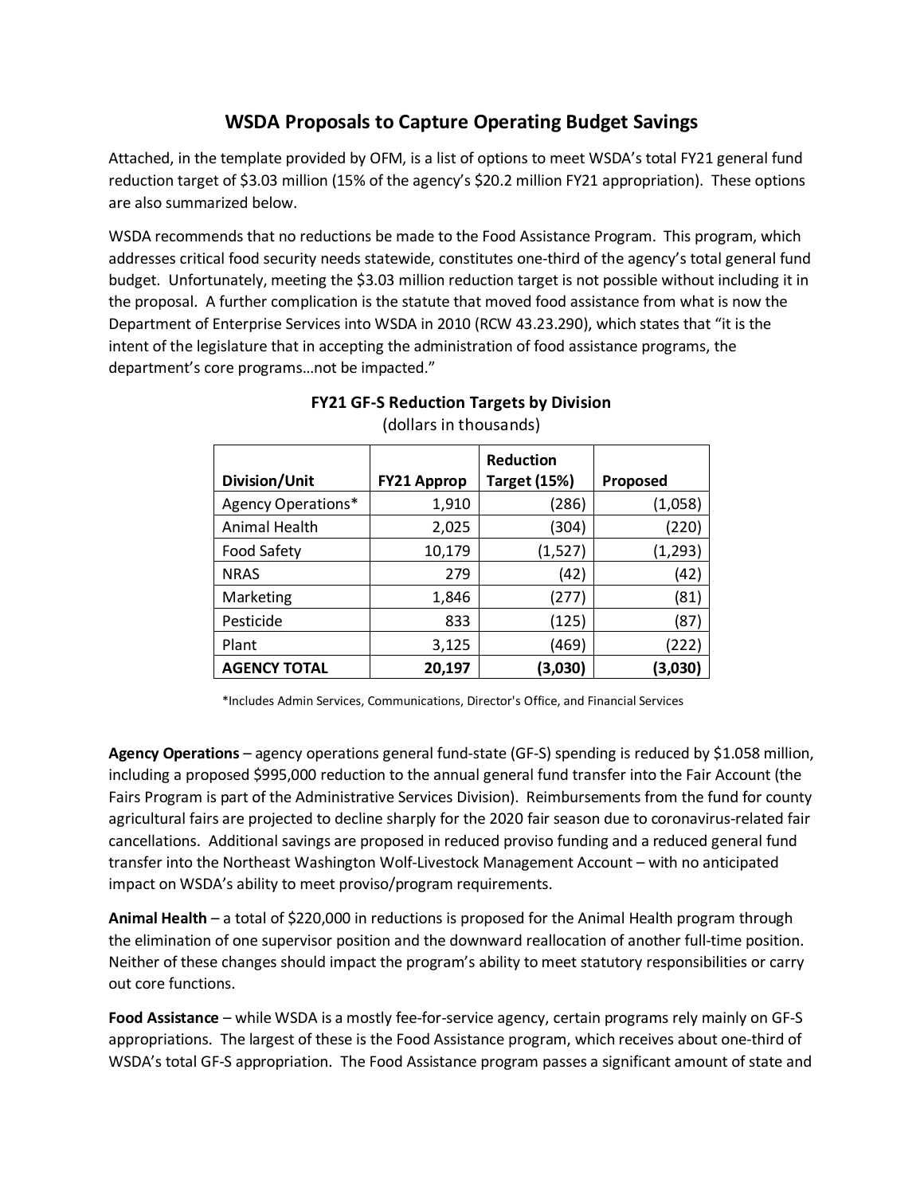# WSDA Proposals to Capture Operating Budget Savings

Attached, in the template provided by OFM, is a list of options to meet WSDA's total FY21 general fund reduction target of $3.03 million (15% of the agency's $20.2 million FY21 appropriation). These options are also summarized below.

WSDA recommends that no reductions be made to the Food Assistance Program. This program, which addresses critical food security needs statewide, constitutes one-third of the agency's total general fund budget. Unfortunately, meeting the $3.03 million reduction target is not possible without including it in the proposal. A further complication is the statute that moved food assistance from what is now the Department of Enterprise Services into WSDA in 2010 (RCW 43.23.290), which states that "it is the intent of the legislature that in accepting the administration of food assistance programs, the department's core programs…not be impacted."

**FY21 GF-S Reduction Targets by Division**

(dollars in thousands)

| Division/Unit | FY21 Approp | Reduction Target (15%) | Proposed |
|---|---|---|---|
| Agency Operations* | 1,910 | (286) | (1,058) |
| Animal Health | 2,025 | (304) | (220) |
| Food Safety | 10,179 | (1,527) | (1,293) |
| NRAS | 279 | (42) | (42) |
| Marketing | 1,846 | (277) | (81) |
| Pesticide | 833 | (125) | (87) |
| Plant | 3,125 | (469) | (222) |
| **AGENCY TOTAL** | **20,197** | **(3,030)** | **(3,030)** |

*Includes Admin Services, Communications, Director's Office, and Financial Services

**Agency Operations** – agency operations general fund-state (GF-S) spending is reduced by $1.058 million, including a proposed $995,000 reduction to the annual general fund transfer into the Fair Account (the Fairs Program is part of the Administrative Services Division). Reimbursements from the fund for county agricultural fairs are projected to decline sharply for the 2020 fair season due to coronavirus-related fair cancellations. Additional savings are proposed in reduced proviso funding and a reduced general fund transfer into the Northeast Washington Wolf-Livestock Management Account – with no anticipated impact on WSDA's ability to meet proviso/program requirements.

**Animal Health** – a total of $220,000 in reductions is proposed for the Animal Health program through the elimination of one supervisor position and the downward reallocation of another full-time position. Neither of these changes should impact the program's ability to meet statutory responsibilities or carry out core functions.

**Food Assistance** – while WSDA is a mostly fee-for-service agency, certain programs rely mainly on GF-S appropriations. The largest of these is the Food Assistance program, which receives about one-third of WSDA's total GF-S appropriation. The Food Assistance program passes a significant amount of state and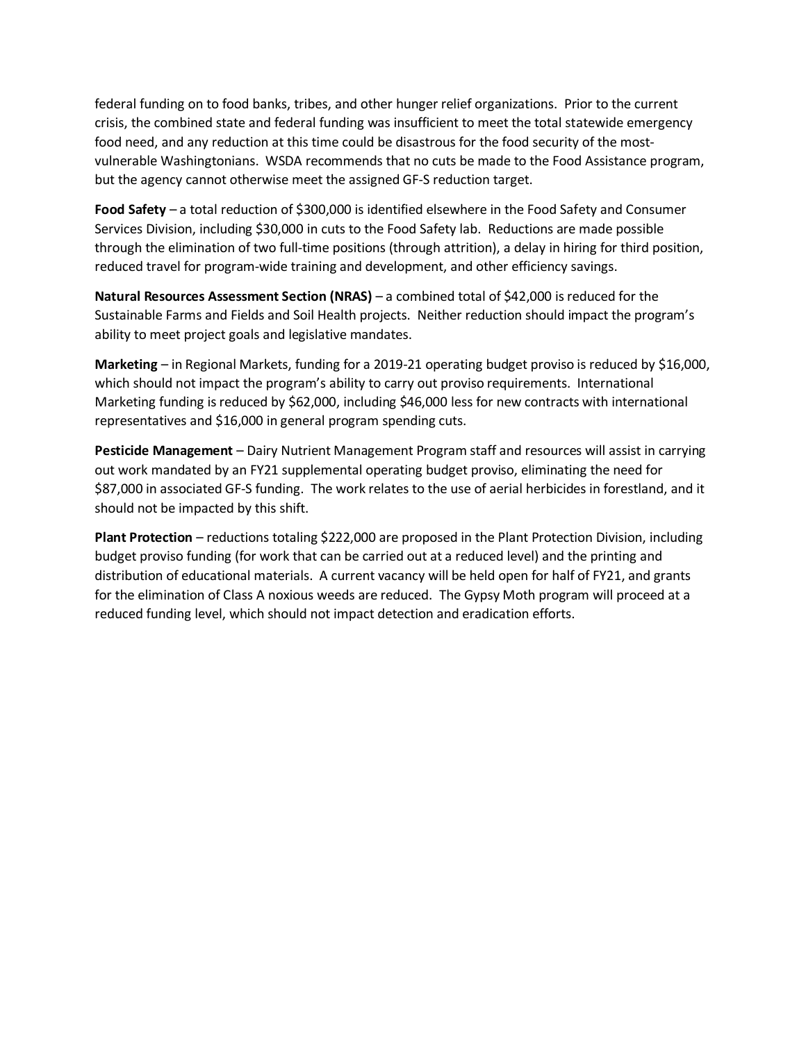federal funding on to food banks, tribes, and other hunger relief organizations. Prior to the current crisis, the combined state and federal funding was insufficient to meet the total statewide emergency food need, and any reduction at this time could be disastrous for the food security of the most-vulnerable Washingtonians. WSDA recommends that no cuts be made to the Food Assistance program, but the agency cannot otherwise meet the assigned GF-S reduction target.

**Food Safety** – a total reduction of $300,000 is identified elsewhere in the Food Safety and Consumer Services Division, including $30,000 in cuts to the Food Safety lab. Reductions are made possible through the elimination of two full-time positions (through attrition), a delay in hiring for third position, reduced travel for program-wide training and development, and other efficiency savings.

**Natural Resources Assessment Section (NRAS)** – a combined total of $42,000 is reduced for the Sustainable Farms and Fields and Soil Health projects. Neither reduction should impact the program's ability to meet project goals and legislative mandates.

**Marketing** – in Regional Markets, funding for a 2019-21 operating budget proviso is reduced by $16,000, which should not impact the program's ability to carry out proviso requirements. International Marketing funding is reduced by $62,000, including $46,000 less for new contracts with international representatives and $16,000 in general program spending cuts.

**Pesticide Management** – Dairy Nutrient Management Program staff and resources will assist in carrying out work mandated by an FY21 supplemental operating budget proviso, eliminating the need for $87,000 in associated GF-S funding. The work relates to the use of aerial herbicides in forestland, and it should not be impacted by this shift.

**Plant Protection** – reductions totaling $222,000 are proposed in the Plant Protection Division, including budget proviso funding (for work that can be carried out at a reduced level) and the printing and distribution of educational materials. A current vacancy will be held open for half of FY21, and grants for the elimination of Class A noxious weeds are reduced. The Gypsy Moth program will proceed at a reduced funding level, which should not impact detection and eradication efforts.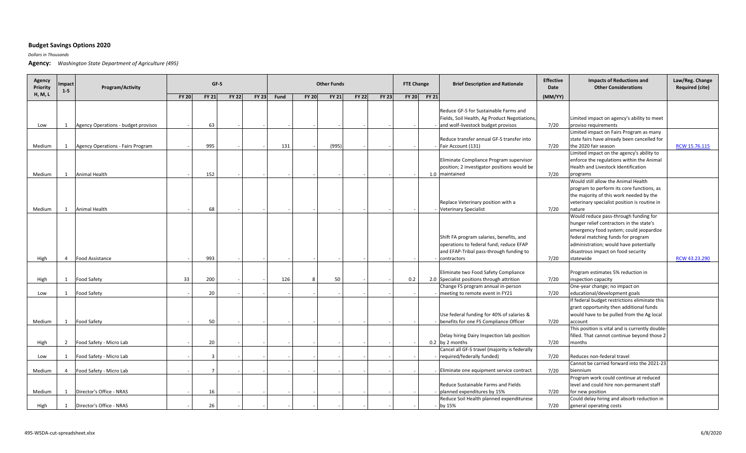## Budget Savings Options 2020

*Dollars in Thousands*

**Agency:** *Washington State Department of Agriculture (495)*

| Agency Priority H, M, L | Impact 1-5 | Program/Activity | GF-S | | | | Other Funds | | | | | FTE Change | | Brief Description and Rationale | Effective Date | Impacts of Reductions and Other Considerations | Law/Reg. Change Required (cite) |
|---|---|---|---|---|---|---|---|---|---|---|---|---|---|---|---|---|---|
| | | | FY 20 | FY 21 | FY 22 | FY 23 | Fund | FY 20 | FY 21 | FY 22 | FY 23 | FY 20 | FY 21 | | (MM/YY) | | |
| Low | 1 | Agency Operations - budget provisos | - | 63 | - | - | - | - | - | - | - | - | - | Reduce GF-S for Sustainable Farms and Fields, Soil Health, Ag Product Negotiations, and wolf-livestock budget provisos | 7/20 | Limited impact on agency's ability to meet proviso requirements | |
| Medium | 1 | Agency Operations - Fairs Program | - | 995 | - | - | 131 | - | (995) | - | - | - | - | Reduce transfer annual GF-S transfer into Fair Account (131) | 7/20 | Limited impact on Fairs Program as many state fairs have already been cancelled for the 2020 fair season | RCW 15.76.115 |
| Medium | 1 | Animal Health | - | 152 | - | - | - | - | - | - | - | - | 1.0 | Eliminate Compliance Program supervisor position; 2 investigator positions would be maintained | 7/20 | Limited impact on the agency's ability to enforce the regulations within the Animal Health and Livestock Identification programs | |
| Medium | 1 | Animal Health | - | 68 | - | - | - | - | - | - | - | - | - | Replace Veterinary position with a Veterinary Specialist | 7/20 | Would still allow the Animal Health program to perform its core functions, as the majority of this work needed by the veterinary specialist position is routine in nature | |
| High | 4 | Food Assistance | - | 993 | - | - | - | - | - | - | - | - | - | Shift FA program salaries, benefits, and operations to federal fund; reduce EFAP and EFAP-Tribal pass-through funding to contractors | 7/20 | Would reduce pass-through funding for hunger relief contractors in the state's emergency food system; could jeopardize federal matching funds for program administration; would have potentially disastrous impact on food security statewide | RCW 43.23.290 |
| High | 1 | Food Safety | 33 | 200 | - | - | 126 | 8 | 50 | - | - | 0.2 | 2.0 | Eliminate two Food Safety Compliance Specialist positions through attrition | 7/20 | Program estimates 5% reduction in inspection capacity | |
| Low | 1 | Food Safety | - | 20 | - | - | - | - | - | - | - | - | - | Change FS program annual in-person meeting to remote event in FY21 | 7/20 | One-year change; no impact on educational/development goals | |
| Medium | 1 | Food Safety | - | 50 | - | - | - | - | - | - | - | - | - | Use federal funding for 40% of salaries & benefits for one FS Compliance Officer | 7/20 | If federal budget restrictions eliminate this grant opportunity then additional funds would have to be pulled from the Ag local account | |
| High | 2 | Food Safety - Micro Lab | - | 20 | - | - | - | - | - | - | - | - | 0.2 | Delay hiring Dairy Inspection lab position by 2 months | 7/20 | This position is vital and is currently double-filled. That cannot continue beyond those 2 months | |
| Low | 1 | Food Safety - Micro Lab | - | 3 | - | - | - | - | - | - | - | - | - | Cancel all GF-S travel (majority is federally required/federally funded) | 7/20 | Reduces non-federal travel | |
| Medium | 4 | Food Safety - Micro Lab | - | 7 | - | - | - | - | - | - | - | - | - | Eliminate one equipment service contract | 7/20 | Cannot be carried forward into the 2021-23 biennium | |
| Medium | 1 | Director's Office - NRAS | - | 16 | - | - | - | - | - | - | - | - | - | Reduce Sustainable Farms and Fields planned expenditures by 15% | 7/20 | Program work could continue at reduced level and could hire non-permanent staff for new position | |
| High | 1 | Director's Office - NRAS | - | 26 | - | - | - | - | - | - | - | - | - | Reduce Soil Health planned expenditurese by 15% | 7/20 | Could delay hiring and absorb reduction in general operating costs | |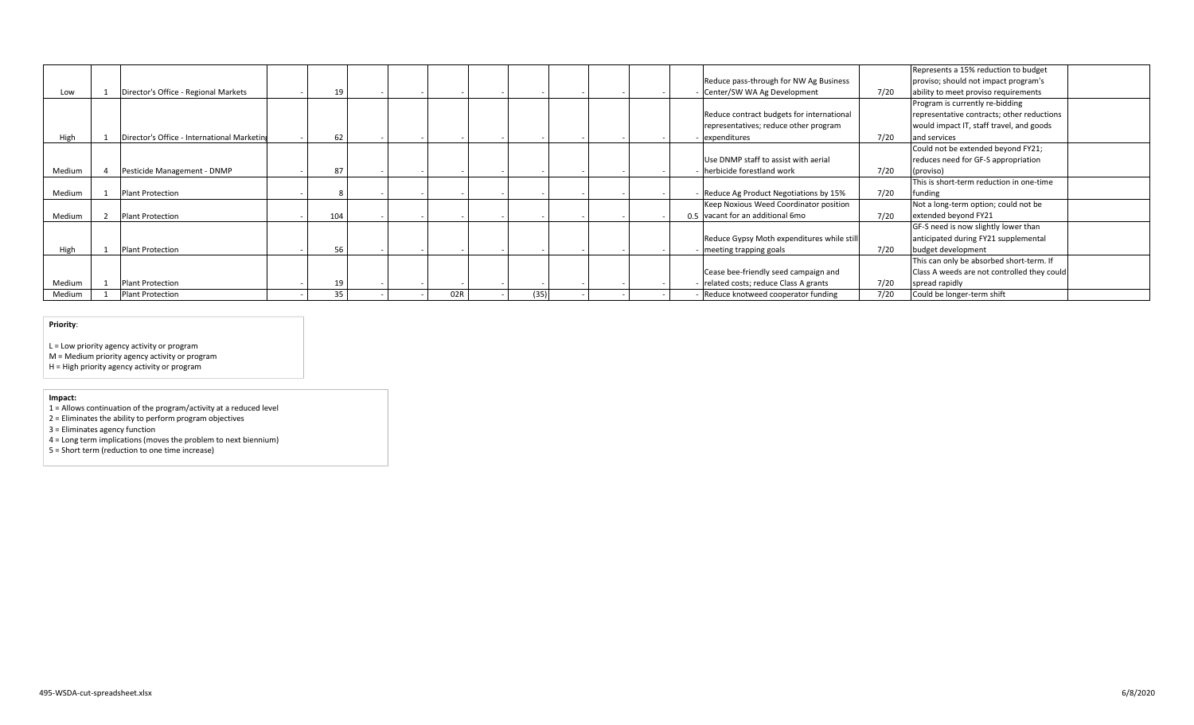| | | | | | | | | | | | | | | | | | |
|---|---|---|---|---|---|---|---|---|---|---|---|---|---|---|---|---|---|
| Low | 1 | Director's Office - Regional Markets | - | 19 | - | - | - | - | - | - | - | - | - | Reduce pass-through for NW Ag Business Center/SW WA Ag Development | 7/20 | Represents a 15% reduction to budget proviso; should not impact program's ability to meet proviso requirements | |
| High | 1 | Director's Office - International Marketing | - | 62 | - | - | - | - | - | - | - | - | - | Reduce contract budgets for international representatives; reduce other program expenditures | 7/20 | Program is currently re-bidding representative contracts; other reductions would impact IT, staff travel, and goods and services | |
| Medium | 4 | Pesticide Management - DNMP | - | 87 | - | - | - | - | - | - | - | - | - | Use DNMP staff to assist with aerial herbicide forestland work | 7/20 | Could not be extended beyond FY21; reduces need for GF-S appropriation (proviso) | |
| Medium | 1 | Plant Protection | - | 8 | - | - | - | - | - | - | - | - | - | Reduce Ag Product Negotiations by 15% | 7/20 | This is short-term reduction in one-time funding | |
| Medium | 2 | Plant Protection | - | 104 | - | - | - | - | - | - | - | - | 0.5 | Keep Noxious Weed Coordinator position vacant for an additional 6mo | 7/20 | Not a long-term option; could not be extended beyond FY21 | |
| High | 1 | Plant Protection | - | 56 | - | - | - | - | - | - | - | - | - | Reduce Gypsy Moth expenditures while still meeting trapping goals | 7/20 | GF-S need is now slightly lower than anticipated during FY21 supplemental budget development | |
| Medium | 1 | Plant Protection | - | 19 | - | - | - | - | - | - | - | - | - | Cease bee-friendly seed campaign and related costs; reduce Class A grants | 7/20 | This can only be absorbed short-term. If Class A weeds are not controlled they could spread rapidly | |
| Medium | 1 | Plant Protection | - | 35 | - | - | 02R | - | (35) | - | - | - | - | Reduce knotweed cooperator funding | 7/20 | Could be longer-term shift | |

**Priority**:

L = Low priority agency activity or program
M = Medium priority agency activity or program
H = High priority agency activity or program

**Impact:**

1 = Allows continuation of the program/activity at a reduced level
2 = Eliminates the ability to perform program objectives
3 = Eliminates agency function
4 = Long term implications (moves the problem to next biennium)
5 = Short term (reduction to one time increase)